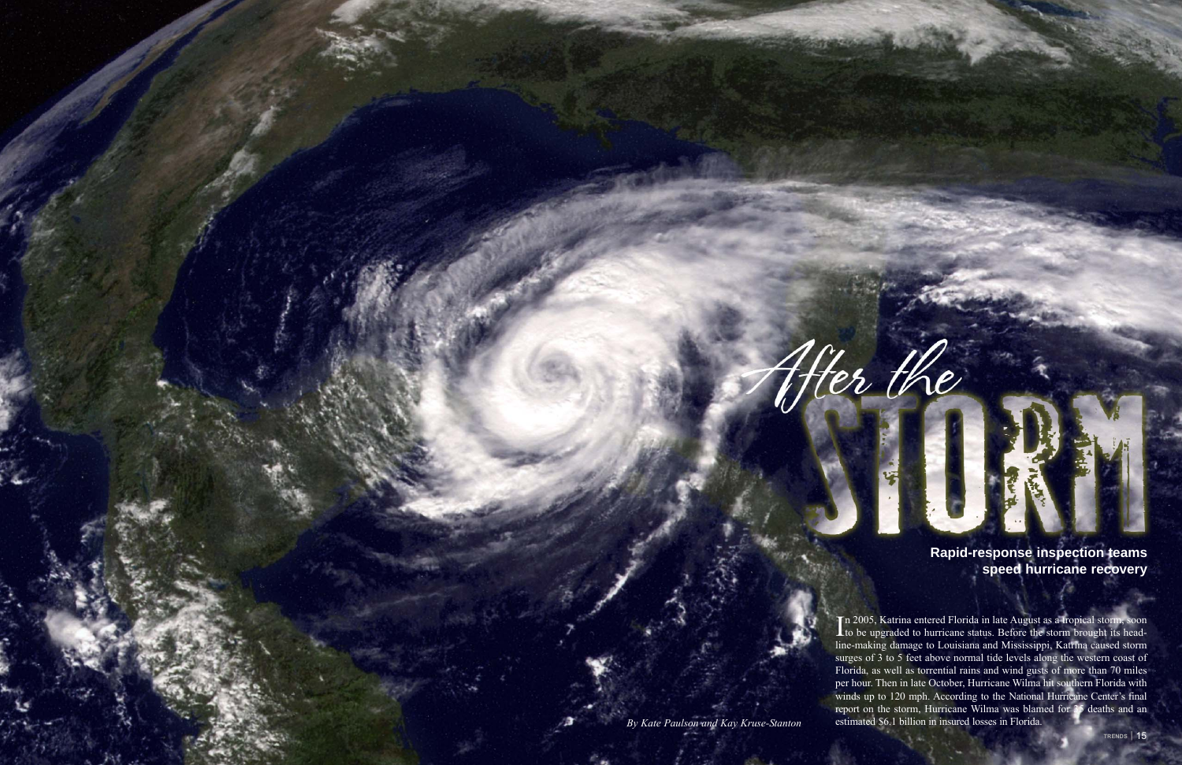# After the STORM

**Rapid-response inspection teams speed hurricane recovery**

*By Kate Paulson and Kay Kruse-Stanton*

In 2005, Katrina entered Florida in late August as a tropical storm, soon to be upgraded to hurricane status. Before the storm brought its headline-making damage to Louisiana and Mississippi, Katrina caused storm surges of 3 to 5 feet above normal tide levels along the western coast of Florida, as well as torrential rains and wind gusts of more than 70 miles per hour. Then in late October, Hurricane Wilma hit southern Florida with winds up to 120 mph. According to the National Hurricane Center's final report on the storm, Hurricane Wilma was blamed for 35 deaths and an estimated $6.1 billion in insured losses in Florida.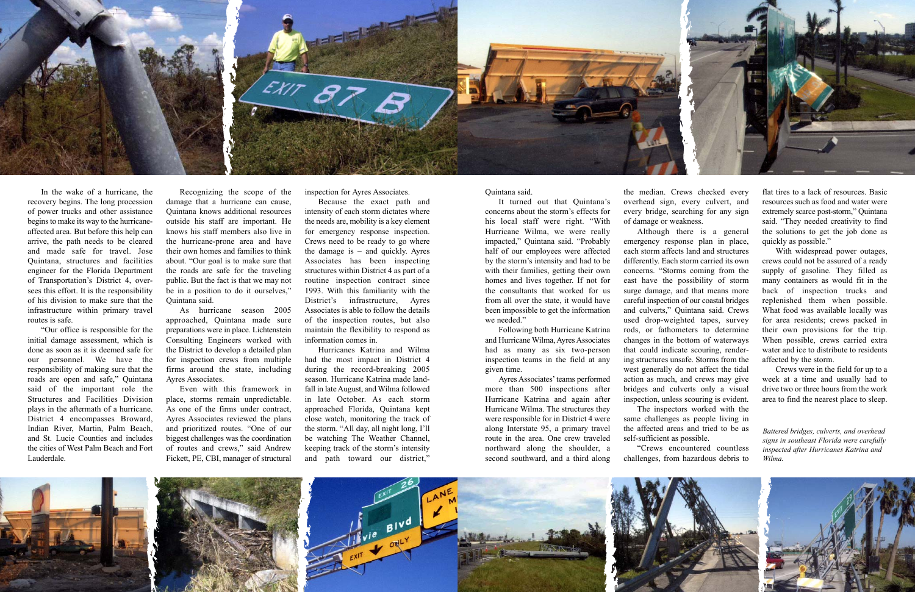In the wake of a hurricane, the recovery begins. The long procession of power trucks and other assistance begins to make its way to the hurricane-affected area. But before this help can arrive, the path needs to be cleared and made safe for travel. Jose Quintana, structures and facilities engineer for the Florida Department of Transportation's District 4, oversees this effort. It is the responsibility of his division to make sure that the infrastructure within primary travel routes is safe.

"Our office is responsible for the initial damage assessment, which is done as soon as it is deemed safe for our personnel. We have the responsibility of making sure that the roads are open and safe," Quintana said of the important role the Structures and Facilities Division plays in the aftermath of a hurricane. District 4 encompasses Broward, Indian River, Martin, Palm Beach, and St. Lucie Counties and includes the cities of West Palm Beach and Fort Lauderdale.

Recognizing the scope of the damage that a hurricane can cause, Quintana knows additional resources outside his staff are important. He knows his staff members also live in the hurricane-prone area and have their own homes and families to think about. "Our goal is to make sure that the roads are safe for the traveling public. But the fact is that we may not be in a position to do it ourselves," Quintana said.

As hurricane season 2005 approached, Quintana made sure preparations were in place. Lichtenstein Consulting Engineers worked with the District to develop a detailed plan for inspection crews from multiple firms around the state, including Ayres Associates.

Even with this framework in place, storms remain unpredictable. As one of the firms under contract, Ayres Associates reviewed the plans and prioritized routes. "One of our biggest challenges was the coordination of routes and crews," said Andrew Fickett, PE, CBI, manager of structural inspection for Ayres Associates.

Because the exact path and intensity of each storm dictates where the needs are, mobility is a key element for emergency response inspection. Crews need to be ready to go where the damage is – and quickly. Ayres Associates has been inspecting structures within District 4 as part of a routine inspection contract since 1993. With this familiarity with the District's infrastructure, Ayres Associates is able to follow the details of the inspection routes, but also maintain the flexibility to respond as information comes in.

Hurricanes Katrina and Wilma had the most impact in District 4 during the record-breaking 2005 season. Hurricane Katrina made landfall in late August, and Wilma followed in late October. As each storm approached Florida, Quintana kept close watch, monitoring the track of the storm. "All day, all night long, I'll be watching The Weather Channel, keeping track of the storm's intensity and path toward our district," Quintana said.

It turned out that Quintana's concerns about the storm's effects for his local staff were right. "With Hurricane Wilma, we were really impacted," Quintana said. "Probably half of our employees were affected by the storm's intensity and had to be with their families, getting their own homes and lives together. If not for the consultants that worked for us from all over the state, it would have been impossible to get the information we needed."

Following both Hurricane Katrina and Hurricane Wilma, Ayres Associates had as many as six two-person inspection teams in the field at any given time.

Ayres Associates' teams performed more than 500 inspections after Hurricane Katrina and again after Hurricane Wilma. The structures they were responsible for in District 4 were along Interstate 95, a primary travel route in the area. One crew traveled northward along the shoulder, a second southward, and a third along the median. Crews checked every overhead sign, every culvert, and every bridge, searching for any sign of damage or weakness.

Although there is a general emergency response plan in place, each storm affects land and structures differently. Each storm carried its own concerns. "Storms coming from the east have the possibility of storm surge damage, and that means more careful inspection of our coastal bridges and culverts," Quintana said. Crews used drop-weighted tapes, survey rods, or fathometers to determine changes in the bottom of waterways that could indicate scouring, rendering structures unsafe. Storms from the west generally do not affect the tidal action as much, and crews may give bridges and culverts only a visual inspection, unless scouring is evident.

The inspectors worked with the same challenges as people living in the affected areas and tried to be as self-sufficient as possible.

"Crews encountered countless challenges, from hazardous debris to flat tires to a lack of resources. Basic resources such as food and water were extremely scarce post-storm," Quintana said. "They needed creativity to find the solutions to get the job done as quickly as possible."

With widespread power outages, crews could not be assured of a ready supply of gasoline. They filled as many containers as would fit in the back of inspection trucks and replenished them when possible. What food was available locally was for area residents; crews packed in their own provisions for the trip. When possible, crews carried extra water and ice to distribute to residents affected by the storm.

Crews were in the field for up to a week at a time and usually had to drive two or three hours from the work area to find the nearest place to sleep.

*Battered bridges, culverts, and overhead signs in southeast Florida were carefully inspected after Hurricanes Katrina and Wilma.*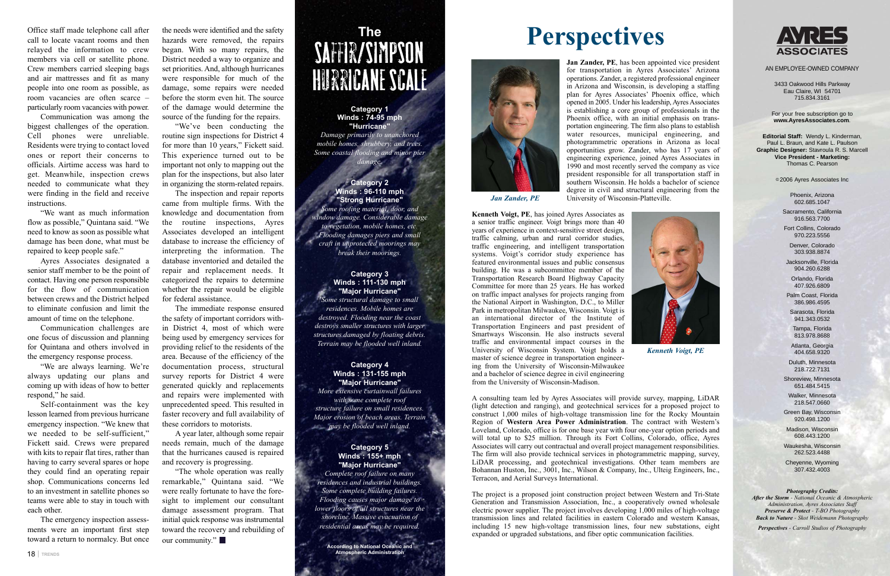Office staff made telephone call after call to locate vacant rooms and then relayed the information to crew members via cell or satellite phone. Crew members carried sleeping bags and air mattresses and fit as many people into one room as possible, as room vacancies are often scarce – particularly room vacancies with power.

Communication was among the biggest challenges of the operation. Cell phones were unreliable. Residents were trying to contact loved ones or report their concerns to officials. Airtime access was hard to get. Meanwhile, inspection crews needed to communicate what they were finding in the field and receive instructions.

"We want as much information flow as possible," Quintana said. "We need to know as soon as possible what damage has been done, what must be repaired to keep people safe."

Ayres Associates designated a senior staff member to be the point of contact. Having one person responsible for the flow of communication between crews and the District helped to eliminate confusion and limit the amount of time on the telephone.

Communication challenges are one focus of discussion and planning for Quintana and others involved in the emergency response process.

"We are always learning. We're always updating our plans and coming up with ideas of how to better respond," he said.

Self-containment was the key lesson learned from previous hurricane emergency inspection. "We knew that we needed to be self-sufficient," Fickett said. Crews were prepared with kits to repair flat tires, rather than having to carry several spares or hope they could find an operating repair shop. Communications concerns led to an investment in satellite phones so teams were able to stay in touch with each other.

The emergency inspection assessments were an important first step toward a return to normalcy. But once the needs were identified and the safety hazards were removed, the repairs began. With so many repairs, the District needed a way to organize and set priorities. And, although hurricanes were responsible for much of the damage, some repairs were needed before the storm even hit. The source of the damage would determine the source of the funding for the repairs.

"We've been conducting the routine sign inspections for District 4 for more than 10 years," Fickett said. This experience turned out to be important not only to mapping out the plan for the inspections, but also later in organizing the storm-related repairs.

The inspection and repair reports came from multiple firms. With the knowledge and documentation from the routine inspections, Ayres Associates developed an intelligent database to increase the efficiency of interpreting the information. The database inventoried and detailed the repair and replacement needs. It categorized the repairs to determine whether the repair would be eligible for federal assistance.

The immediate response ensured the safety of important corridors within District 4, most of which were being used by emergency services for providing relief to the residents of the area. Because of the efficiency of the documentation process, structural survey reports for District 4 were generated quickly and replacements and repairs were implemented with unprecedented speed. This resulted in faster recovery and full availability of these corridors to motorists.

A year later, although some repair needs remain, much of the damage that the hurricanes caused is repaired and recovery is progressing.

"The whole operation was really remarkable," Quintana said. "We were really fortunate to have the foresight to implement our consultant damage assessment program. That initial quick response was instrumental toward the recovery and rebuilding of our community." ■

## The SAFFIR/SIMPSON HURRICANE SCALE

**Category 1**
**Winds : 74-95 mph**
**"Hurricane"**
*Damage primarily to unanchored mobile homes, shrubbery, and trees. Some coastal flooding and minor pier damage.*

**Category 2**
**Winds : 96-110 mph**
**"Strong Hurricane"**
*Some roofing material, door, and window damage. Considerable damage to vegetation, mobile homes, etc. Flooding damages piers and small craft in unprotected moorings may break their moorings.*

**Category 3**
**Winds : 111-130 mph**
**"Major Hurricane"**
*Some structural damage to small residences. Mobile homes are destroyed. Flooding near the coast destroys smaller structures with larger structures damaged by floating debris. Terrain may be flooded well inland.*

**Category 4**
**Winds : 131-155 mph**
**"Major Hurricane"**
*More extensive curtainwall failures with some complete roof structure failure on small residences. Major erosion of beach areas. Terrain may be flooded well inland.*

**Category 5**
**Winds : 155+ mph**
**"Major Hurricane"**
*Complete roof failure on many residences and industrial buildings. Some complete building failures. Flooding causes major damage to lower floors of all structures near the shoreline. Massive evacuation of residential areas may be required.*

**According to National Oceanic and Atmospheric Administration**

# Perspectives

**Jan Zander, PE**, has been appointed vice president for transportation in Ayres Associates' Arizona operations. Zander, a registered professional engineer in Arizona and Wisconsin, is developing a staffing plan for Ayres Associates' Phoenix office, which opened in 2005. Under his leadership, Ayres Associates is establishing a core group of professionals in the Phoenix office, with an initial emphasis on transportation engineering. The firm also plans to establish water resources, municipal engineering, and photogrammetric operations in Arizona as local opportunities grow. Zander, who has 17 years of engineering experience, joined Ayres Associates in 1990 and most recently served the company as vice president responsible for all transportation staff in southern Wisconsin. He holds a bachelor of science degree in civil and structural engineering from the University of Wisconsin-Platteville.

*Jan Zander, PE*

**Kenneth Voigt, PE**, has joined Ayres Associates as a senior traffic engineer. Voigt brings more than 40 years of experience in context-sensitive street design, traffic calming, urban and rural corridor studies, traffic engineering, and intelligent transportation systems. Voigt's corridor study experience has featured environmental issues and public consensus building. He was a subcommittee member of the Transportation Research Board Highway Capacity Committee for more than 25 years. He has worked on traffic impact analyses for projects ranging from the National Airport in Washington, D.C., to Miller Park in metropolitan Milwaukee, Wisconsin. Voigt is an international director of the Institute of Transportation Engineers and past president of Smartways Wisconsin. He also instructs several traffic and environmental impact courses in the University of Wisconsin System. Voigt holds a master of science degree in transportation engineering from the University of Wisconsin-Milwaukee and a bachelor of science degree in civil engineering from the University of Wisconsin-Madison.

*Kenneth Voigt, PE*

A consulting team led by Ayres Associates will provide survey, mapping, LiDAR (light detection and ranging), and geotechnical services for a proposed project to construct 1,000 miles of high-voltage transmission line for the Rocky Mountain Region of **Western Area Power Administration**. The contract with Western's Loveland, Colorado, office is for one base year with four one-year option periods and will total up to $25 million. Through its Fort Collins, Colorado, office, Ayres Associates will carry out contractual and overall project management responsibilities. The firm will also provide technical services in photogrammetric mapping, survey, LiDAR processing, and geotechnical investigations. Other team members are Bohannan Huston, Inc., 3001, Inc., Wilson & Company, Inc., Ulteig Engineers, Inc., Terracon, and Aerial Surveys International.

The project is a proposed joint construction project between Western and Tri-State Generation and Transmission Association, Inc., a cooperatively owned wholesale electric power supplier. The project involves developing 1,000 miles of high-voltage transmission lines and related facilities in eastern Colorado and western Kansas, including 15 new high-voltage transmission lines, four new substations, eight expanded or upgraded substations, and fiber optic communication facilities.

AYRES ASSOCIATES

AN EMPLOYEE-OWNED COMPANY

3433 Oakwood Hills Parkway
Eau Claire, WI 54701
715.834.3161

For your free subscription go to
**www.AyresAssociates.com**.

**Editorial Staff:** Wendy L. Kinderman, Paul L. Braun, and Kate L. Paulson
**Graphic Designer:** Stavroula R. S. Marcell
**Vice President - Marketing:** Thomas C. Pearson

© 2006 Ayres Associates Inc

Phoenix, Arizona
602.685.1047

Sacramento, California
916.563.7700

Fort Collins, Colorado
970.223.5556

Denver, Colorado
303.938.8874

Jacksonville, Florida
904.260.6288

Orlando, Florida
407.926.6809

Palm Coast, Florida
386.986.4595

Sarasota, Florida
941.343.0532

Tampa, Florida
813.978.8688

Atlanta, Georgia
404.658.9320

Duluth, Minnesota
218.722.7131

Shoreview, Minnesota
651.484.5415

Walker, Minnesota
218.547.0660

Green Bay, Wisconsin
920.498.1200

Madison, Wisconsin
608.443.1200

Waukesha, Wisconsin
262.523.4488

Cheyenne, Wyoming
307.432.4003

***Photography Credits:***
***After the Storm*** *- National Oceanic & Atmospheric Administration, Ayres Associates Staff*
***Preserve & Protect*** *- T-BO Photography*
***Back to Nature*** *- Skot Weidemann Photography*
***Perspectives*** *- Carroll Studios of Photography*